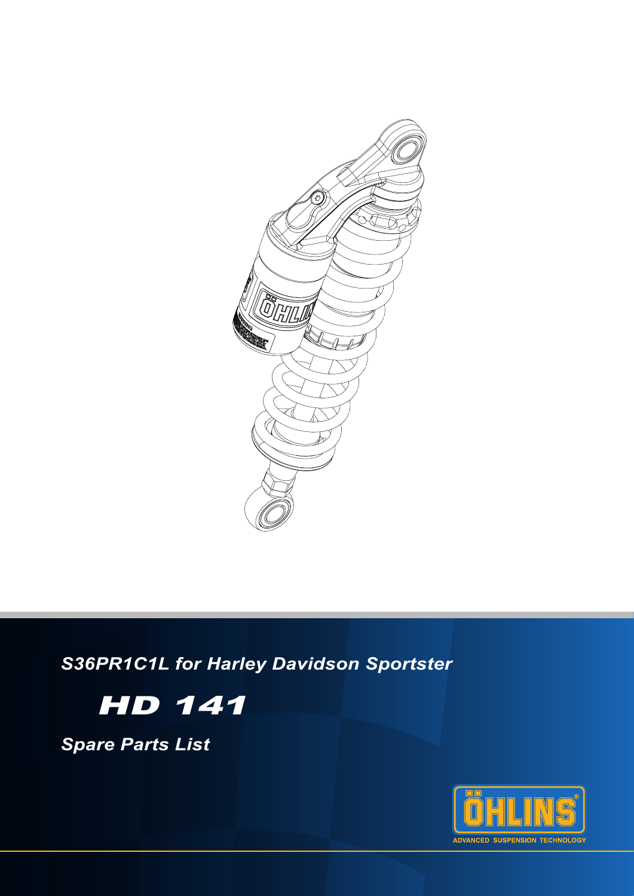*S36PR1C1L for Harley Davidson Sportster*

# HD 141

## *Spare Parts List*

ÖHLINS

ADVANCED SUSPENSION TECHNOLOGY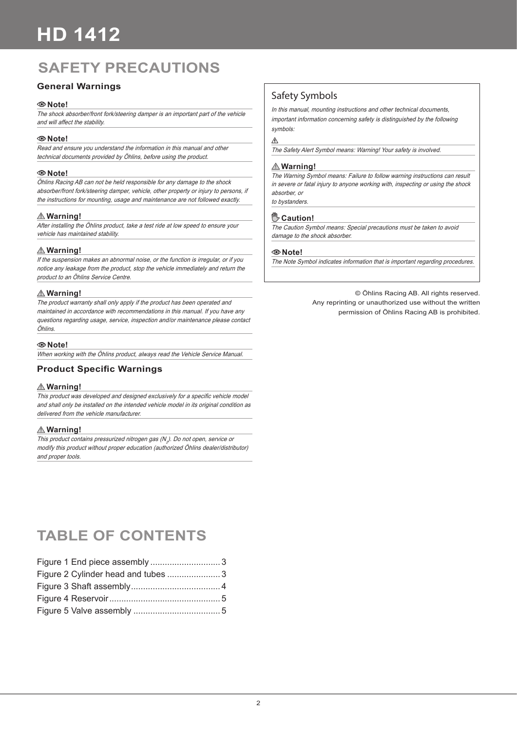# HD 1412

## SAFETY PRECAUTIONS

### General Warnings

**Note!**

*The shock absorber/front fork/steering damper is an important part of the vehicle and will affect the stability.*

**Note!**

*Read and ensure you understand the information in this manual and other technical documents provided by Öhlins, before using the product.*

**Note!**

*Öhlins Racing AB can not be held responsible for any damage to the shock absorber/front fork/steering damper, vehicle, other property or injury to persons, if the instructions for mounting, usage and maintenance are not followed exactly.*

**⚠ Warning!**

*After installing the Öhlins product, take a test ride at low speed to ensure your vehicle has maintained stability.*

**⚠ Warning!**

*If the suspension makes an abnormal noise, or the function is irregular, or if you notice any leakage from the product, stop the vehicle immediately and return the product to an Öhlins Service Centre.*

**⚠ Warning!**

*The product warranty shall only apply if the product has been operated and maintained in accordance with recommendations in this manual. If you have any questions regarding usage, service, inspection and/or maintenance please contact Öhlins.*

**Note!**

*When working with the Öhlins product, always read the Vehicle Service Manual.*

### Product Specific Warnings

**⚠ Warning!**

*This product was developed and designed exclusively for a specific vehicle model and shall only be installed on the intended vehicle model in its original condition as delivered from the vehicle manufacturer.*

**⚠ Warning!**

*This product contains pressurized nitrogen gas ($N_2$). Do not open, service or modify this product without proper education (authorized Öhlins dealer/distributor) and proper tools.*

### Safety Symbols

*In this manual, mounting instructions and other technical documents, important information concerning safety is distinguished by the following symbols:*

⚠

*The Safety Alert Symbol means: Warning! Your safety is involved.*

**⚠ Warning!**

*The Warning Symbol means: Failure to follow warning instructions can result in severe or fatal injury to anyone working with, inspecting or using the shock absorber, or to bystanders.*

**Caution!**

*The Caution Symbol means: Special precautions must be taken to avoid damage to the shock absorber.*

**Note!**

*The Note Symbol indicates information that is important regarding procedures.*

© Öhlins Racing AB. All rights reserved.
Any reprinting or unauthorized use without the written permission of Öhlins Racing AB is prohibited.

## TABLE OF CONTENTS

Figure 1 End piece assembly ............................ 3
Figure 2 Cylinder head and tubes ...................... 3
Figure 3 Shaft assembly.................................... 4
Figure 4 Reservoir............................................. 5
Figure 5 Valve assembly ................................... 5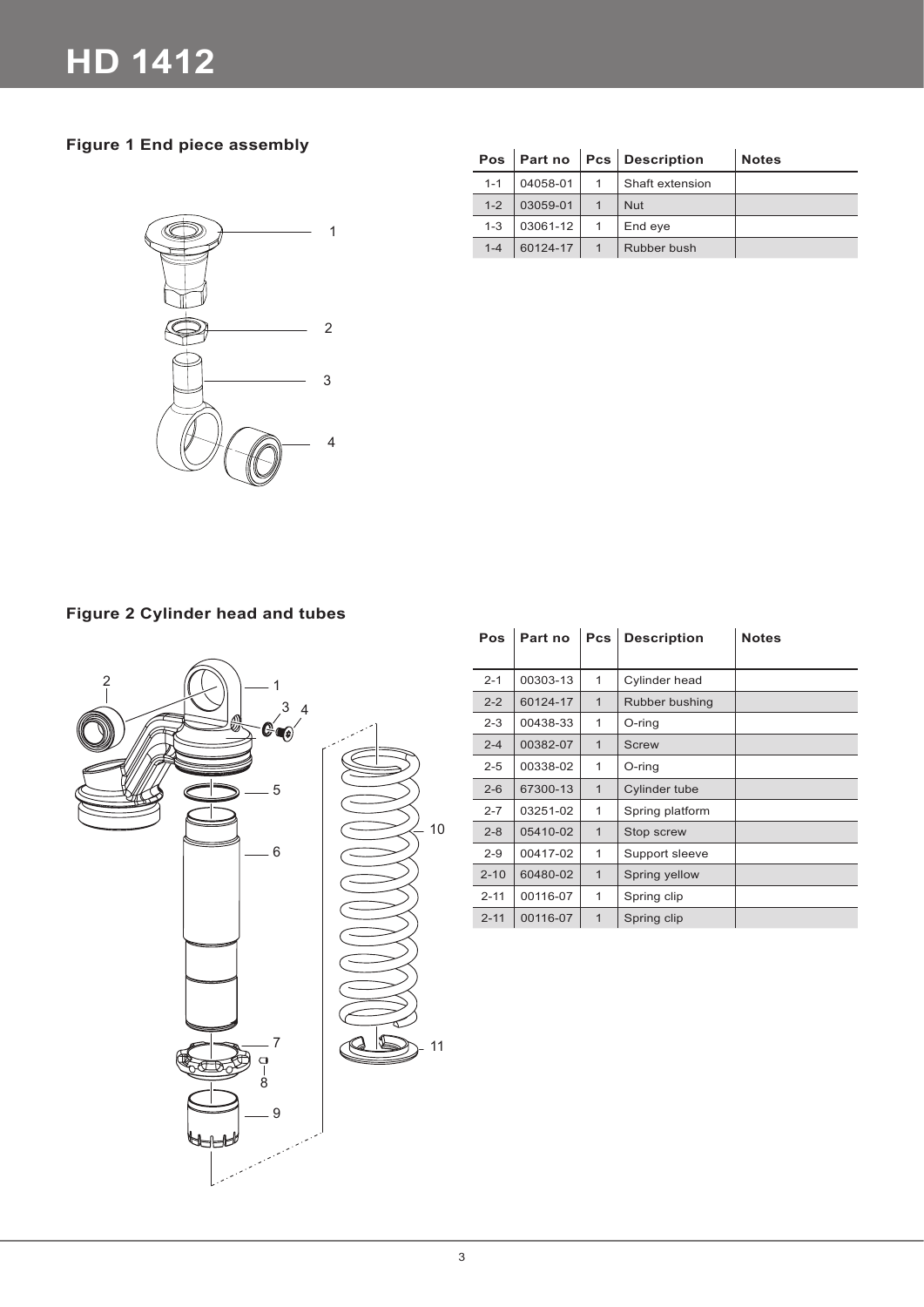# HD 1412

### Figure 1 End piece assembly

| Pos | Part no | Pcs | Description | Notes |
|---|---|---|---|---|
| 1-1 | 04058-01 | 1 | Shaft extension | |
| 1-2 | 03059-01 | 1 | Nut | |
| 1-3 | 03061-12 | 1 | End eye | |
| 1-4 | 60124-17 | 1 | Rubber bush | |

### Figure 2 Cylinder head and tubes

| Pos | Part no | Pcs | Description | Notes |
|---|---|---|---|---|
| 2-1 | 00303-13 | 1 | Cylinder head | |
| 2-2 | 60124-17 | 1 | Rubber bushing | |
| 2-3 | 00438-33 | 1 | O-ring | |
| 2-4 | 00382-07 | 1 | Screw | |
| 2-5 | 00338-02 | 1 | O-ring | |
| 2-6 | 67300-13 | 1 | Cylinder tube | |
| 2-7 | 03251-02 | 1 | Spring platform | |
| 2-8 | 05410-02 | 1 | Stop screw | |
| 2-9 | 00417-02 | 1 | Support sleeve | |
| 2-10 | 60480-02 | 1 | Spring yellow | |
| 2-11 | 00116-07 | 1 | Spring clip | |
| 2-11 | 00116-07 | 1 | Spring clip | |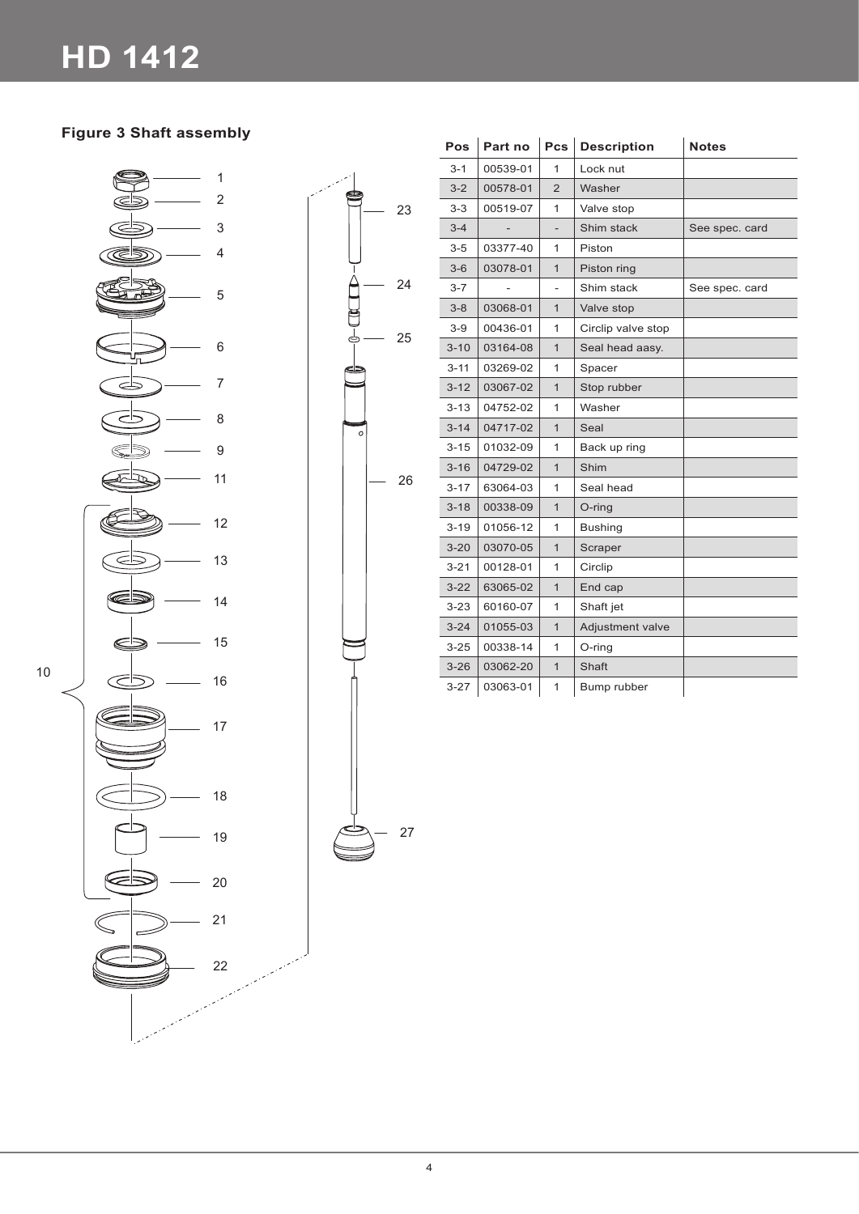# HD 1412

### Figure 3 Shaft assembly

| Pos | Part no | Pcs | Description | Notes |
|---|---|---|---|---|
| 3-1 | 00539-01 | 1 | Lock nut | |
| 3-2 | 00578-01 | 2 | Washer | |
| 3-3 | 00519-07 | 1 | Valve stop | |
| 3-4 | - | - | Shim stack | See spec. card |
| 3-5 | 03377-40 | 1 | Piston | |
| 3-6 | 03078-01 | 1 | Piston ring | |
| 3-7 | - | - | Shim stack | See spec. card |
| 3-8 | 03068-01 | 1 | Valve stop | |
| 3-9 | 00436-01 | 1 | Circlip valve stop | |
| 3-10 | 03164-08 | 1 | Seal head aasy. | |
| 3-11 | 03269-02 | 1 | Spacer | |
| 3-12 | 03067-02 | 1 | Stop rubber | |
| 3-13 | 04752-02 | 1 | Washer | |
| 3-14 | 04717-02 | 1 | Seal | |
| 3-15 | 01032-09 | 1 | Back up ring | |
| 3-16 | 04729-02 | 1 | Shim | |
| 3-17 | 63064-03 | 1 | Seal head | |
| 3-18 | 00338-09 | 1 | O-ring | |
| 3-19 | 01056-12 | 1 | Bushing | |
| 3-20 | 03070-05 | 1 | Scraper | |
| 3-21 | 00128-01 | 1 | Circlip | |
| 3-22 | 63065-02 | 1 | End cap | |
| 3-23 | 60160-07 | 1 | Shaft jet | |
| 3-24 | 01055-03 | 1 | Adjustment valve | |
| 3-25 | 00338-14 | 1 | O-ring | |
| 3-26 | 03062-20 | 1 | Shaft | |
| 3-27 | 03063-01 | 1 | Bump rubber | |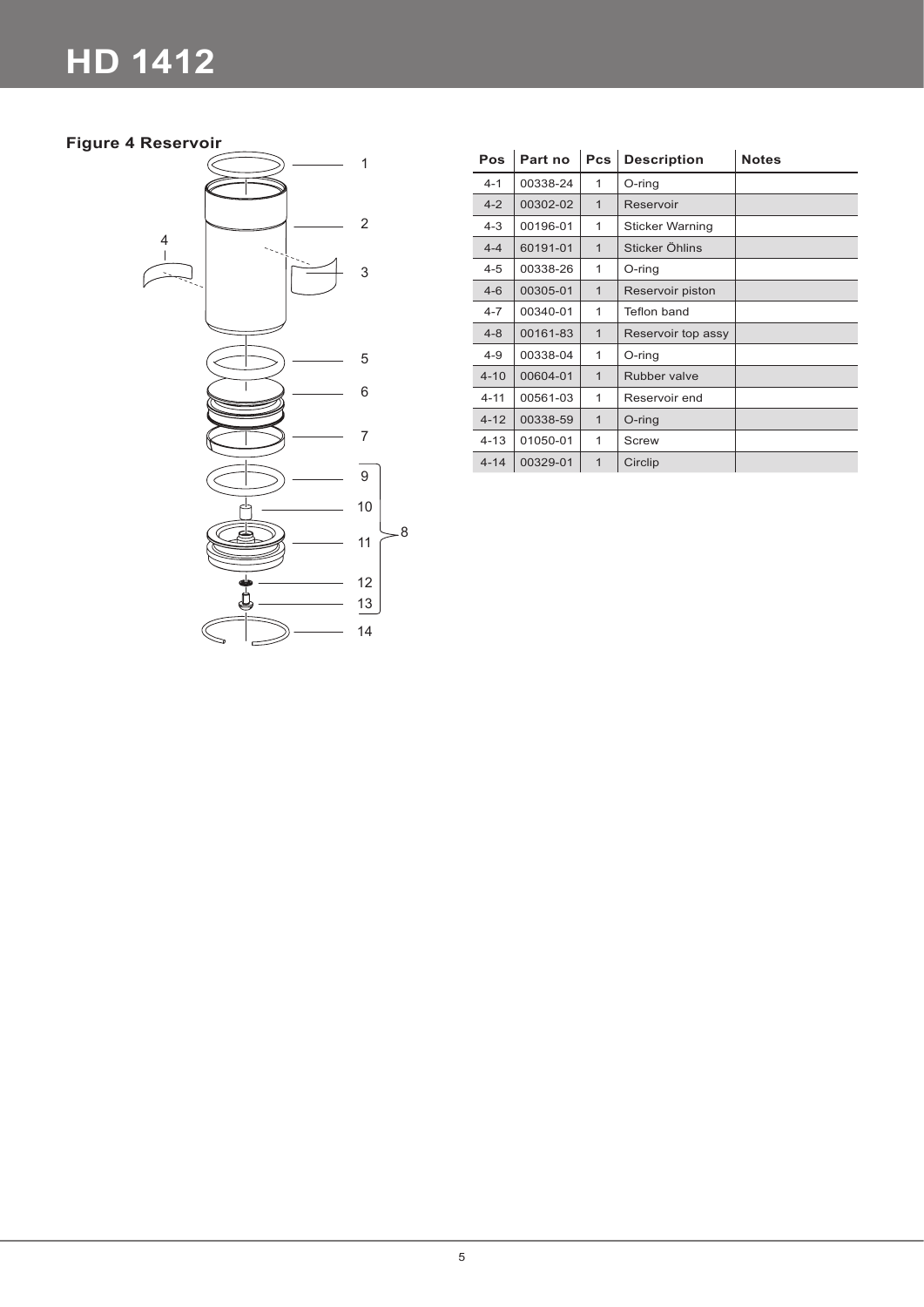# HD 1412

**Figure 4 Reservoir**

| Pos | Part no | Pcs | Description | Notes |
|---|---|---|---|---|
| 4-1 | 00338-24 | 1 | O-ring | |
| 4-2 | 00302-02 | 1 | Reservoir | |
| 4-3 | 00196-01 | 1 | Sticker Warning | |
| 4-4 | 60191-01 | 1 | Sticker Öhlins | |
| 4-5 | 00338-26 | 1 | O-ring | |
| 4-6 | 00305-01 | 1 | Reservoir piston | |
| 4-7 | 00340-01 | 1 | Teflon band | |
| 4-8 | 00161-83 | 1 | Reservoir top assy | |
| 4-9 | 00338-04 | 1 | O-ring | |
| 4-10 | 00604-01 | 1 | Rubber valve | |
| 4-11 | 00561-03 | 1 | Reservoir end | |
| 4-12 | 00338-59 | 1 | O-ring | |
| 4-13 | 01050-01 | 1 | Screw | |
| 4-14 | 00329-01 | 1 | Circlip | |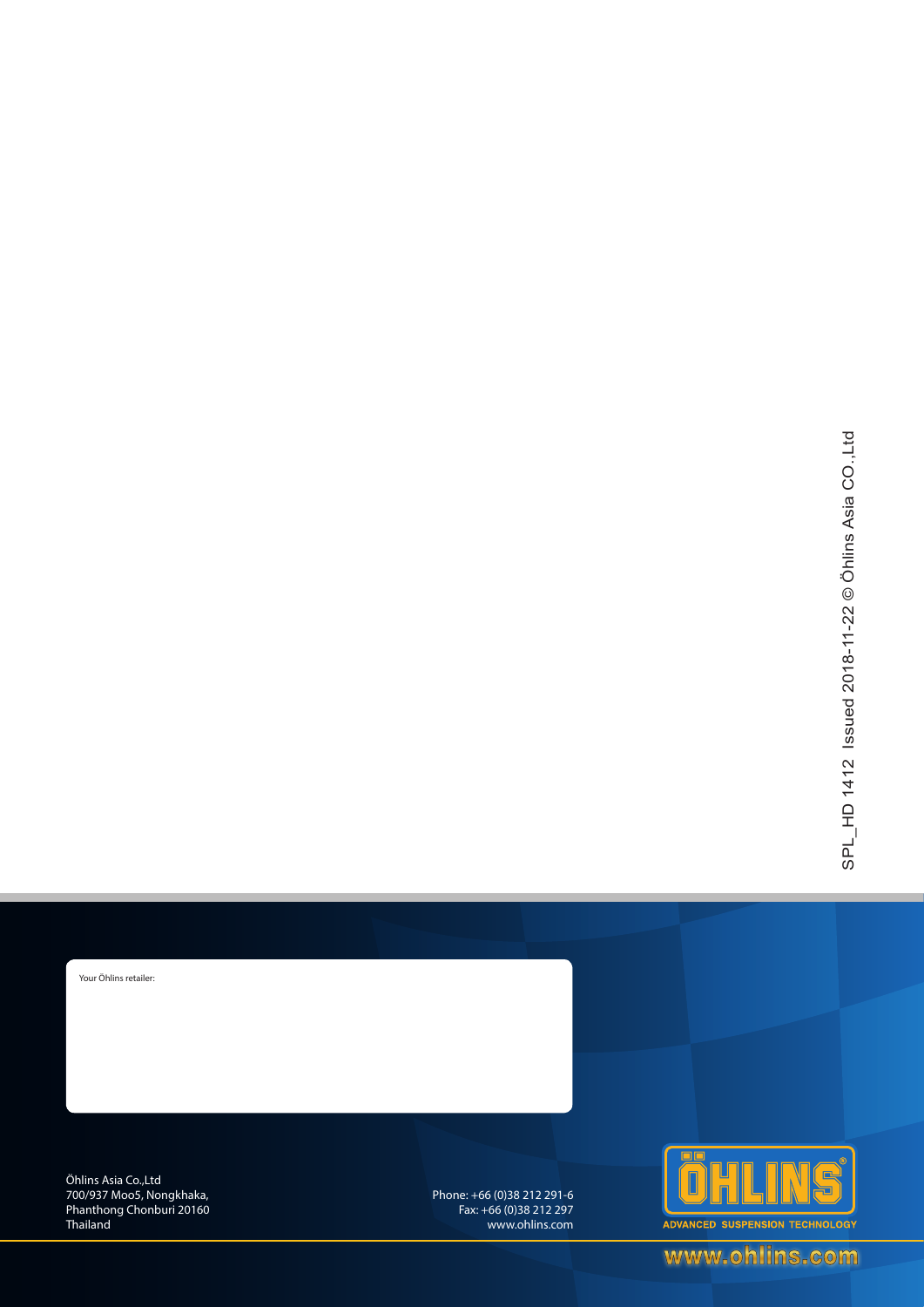SPL_HD 1412 Issued 2018-11-22 © Öhlins Asia CO.,Ltd

Your Öhlins retailer:

Öhlins Asia Co.,Ltd
700/937 Moo5, Nongkhaka,
Phanthong Chonburi 20160
Thailand

Phone: +66 (0)38 212 291-6
Fax: +66 (0)38 212 297
www.ohlins.com

ÖHLINS

ADVANCED SUSPENSION TECHNOLOGY

www.ohlins.com